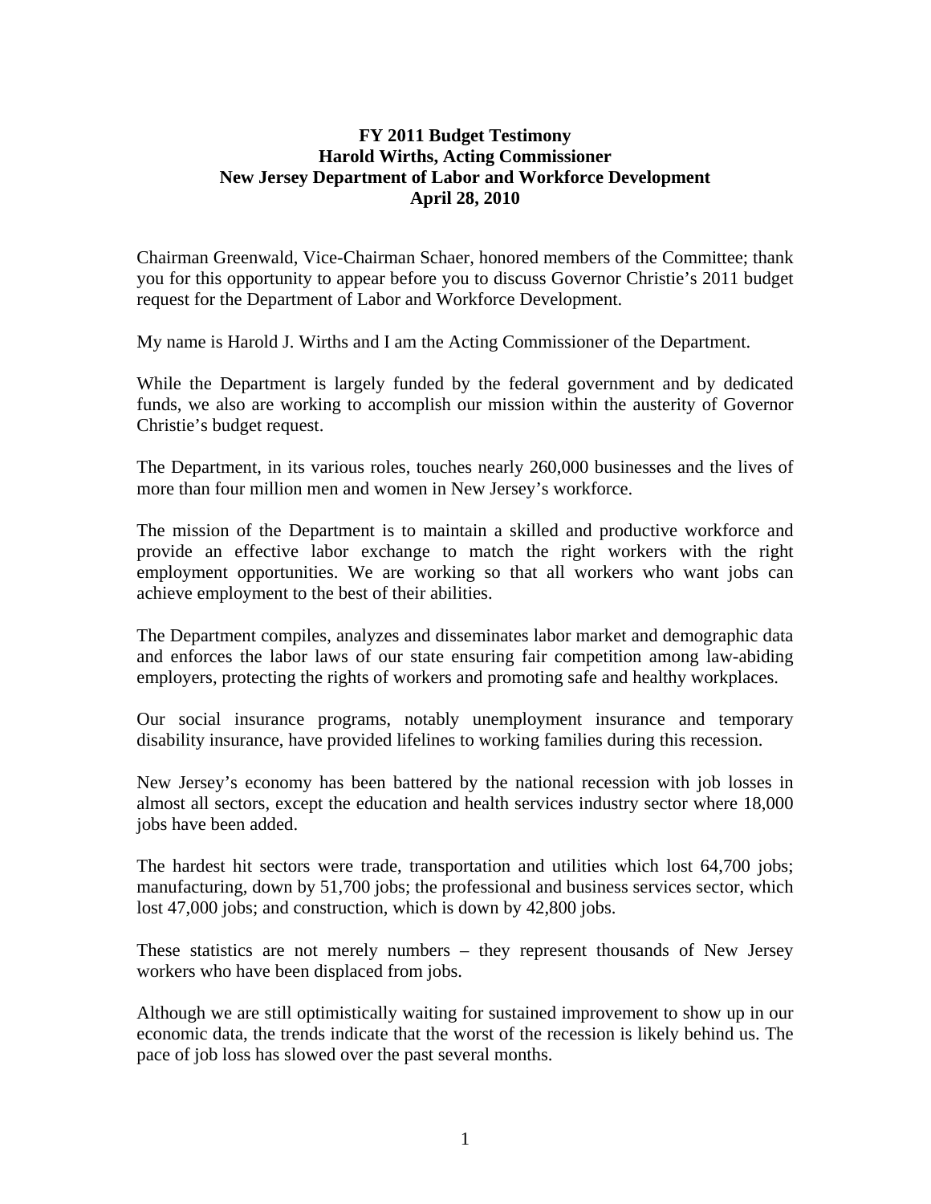**FY 2011 Budget Testimony**
**Harold Wirths, Acting Commissioner**
**New Jersey Department of Labor and Workforce Development**
**April 28, 2010**

Chairman Greenwald, Vice-Chairman Schaer, honored members of the Committee; thank you for this opportunity to appear before you to discuss Governor Christie's 2011 budget request for the Department of Labor and Workforce Development.

My name is Harold J. Wirths and I am the Acting Commissioner of the Department.

While the Department is largely funded by the federal government and by dedicated funds, we also are working to accomplish our mission within the austerity of Governor Christie's budget request.

The Department, in its various roles, touches nearly 260,000 businesses and the lives of more than four million men and women in New Jersey's workforce.

The mission of the Department is to maintain a skilled and productive workforce and provide an effective labor exchange to match the right workers with the right employment opportunities. We are working so that all workers who want jobs can achieve employment to the best of their abilities.

The Department compiles, analyzes and disseminates labor market and demographic data and enforces the labor laws of our state ensuring fair competition among law-abiding employers, protecting the rights of workers and promoting safe and healthy workplaces.

Our social insurance programs, notably unemployment insurance and temporary disability insurance, have provided lifelines to working families during this recession.

New Jersey's economy has been battered by the national recession with job losses in almost all sectors, except the education and health services industry sector where 18,000 jobs have been added.

The hardest hit sectors were trade, transportation and utilities which lost 64,700 jobs; manufacturing, down by 51,700 jobs; the professional and business services sector, which lost 47,000 jobs; and construction, which is down by 42,800 jobs.

These statistics are not merely numbers – they represent thousands of New Jersey workers who have been displaced from jobs.

Although we are still optimistically waiting for sustained improvement to show up in our economic data, the trends indicate that the worst of the recession is likely behind us. The pace of job loss has slowed over the past several months.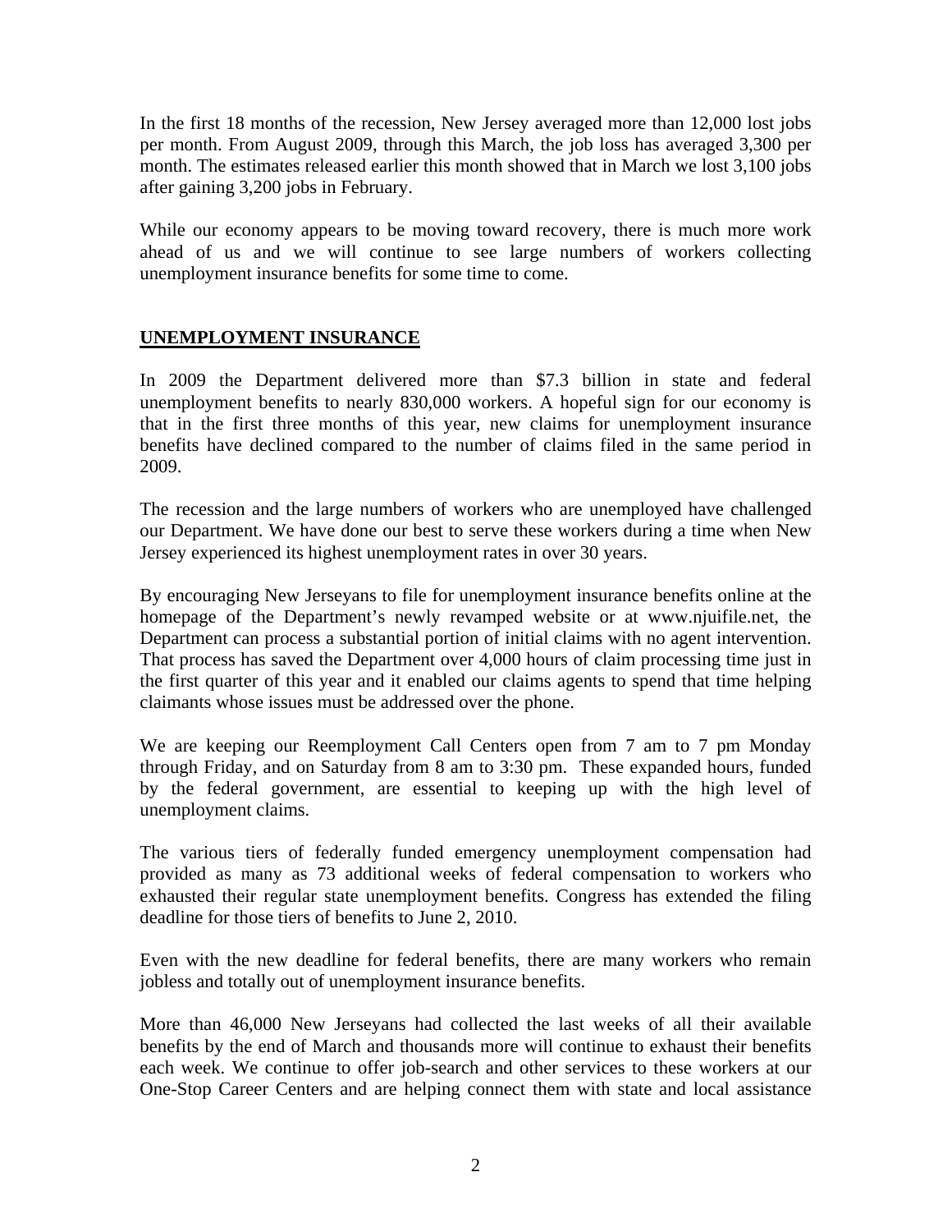In the first 18 months of the recession, New Jersey averaged more than 12,000 lost jobs per month. From August 2009, through this March, the job loss has averaged 3,300 per month. The estimates released earlier this month showed that in March we lost 3,100 jobs after gaining 3,200 jobs in February.

While our economy appears to be moving toward recovery, there is much more work ahead of us and we will continue to see large numbers of workers collecting unemployment insurance benefits for some time to come.

## UNEMPLOYMENT INSURANCE

In 2009 the Department delivered more than $7.3 billion in state and federal unemployment benefits to nearly 830,000 workers. A hopeful sign for our economy is that in the first three months of this year, new claims for unemployment insurance benefits have declined compared to the number of claims filed in the same period in 2009.

The recession and the large numbers of workers who are unemployed have challenged our Department. We have done our best to serve these workers during a time when New Jersey experienced its highest unemployment rates in over 30 years.

By encouraging New Jerseyans to file for unemployment insurance benefits online at the homepage of the Department's newly revamped website or at www.njuifile.net, the Department can process a substantial portion of initial claims with no agent intervention. That process has saved the Department over 4,000 hours of claim processing time just in the first quarter of this year and it enabled our claims agents to spend that time helping claimants whose issues must be addressed over the phone.

We are keeping our Reemployment Call Centers open from 7 am to 7 pm Monday through Friday, and on Saturday from 8 am to 3:30 pm. These expanded hours, funded by the federal government, are essential to keeping up with the high level of unemployment claims.

The various tiers of federally funded emergency unemployment compensation had provided as many as 73 additional weeks of federal compensation to workers who exhausted their regular state unemployment benefits. Congress has extended the filing deadline for those tiers of benefits to June 2, 2010.

Even with the new deadline for federal benefits, there are many workers who remain jobless and totally out of unemployment insurance benefits.

More than 46,000 New Jerseyans had collected the last weeks of all their available benefits by the end of March and thousands more will continue to exhaust their benefits each week. We continue to offer job-search and other services to these workers at our One-Stop Career Centers and are helping connect them with state and local assistance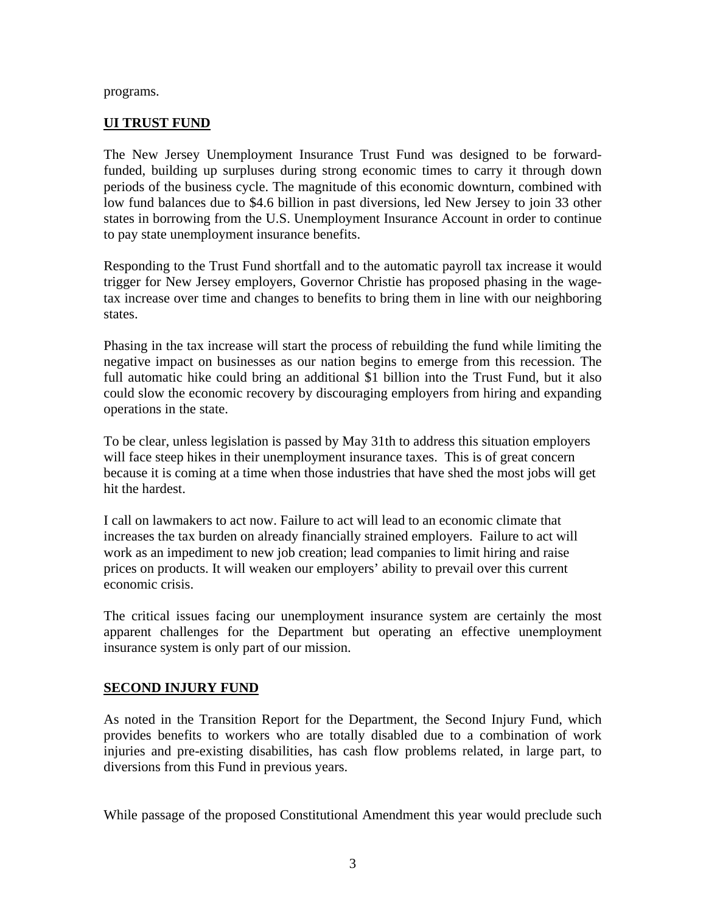programs.

## UI TRUST FUND

The New Jersey Unemployment Insurance Trust Fund was designed to be forward-funded, building up surpluses during strong economic times to carry it through down periods of the business cycle. The magnitude of this economic downturn, combined with low fund balances due to $4.6 billion in past diversions, led New Jersey to join 33 other states in borrowing from the U.S. Unemployment Insurance Account in order to continue to pay state unemployment insurance benefits.

Responding to the Trust Fund shortfall and to the automatic payroll tax increase it would trigger for New Jersey employers, Governor Christie has proposed phasing in the wage-tax increase over time and changes to benefits to bring them in line with our neighboring states.

Phasing in the tax increase will start the process of rebuilding the fund while limiting the negative impact on businesses as our nation begins to emerge from this recession. The full automatic hike could bring an additional $1 billion into the Trust Fund, but it also could slow the economic recovery by discouraging employers from hiring and expanding operations in the state.

To be clear, unless legislation is passed by May 31th to address this situation employers will face steep hikes in their unemployment insurance taxes. This is of great concern because it is coming at a time when those industries that have shed the most jobs will get hit the hardest.

I call on lawmakers to act now. Failure to act will lead to an economic climate that increases the tax burden on already financially strained employers. Failure to act will work as an impediment to new job creation; lead companies to limit hiring and raise prices on products. It will weaken our employers' ability to prevail over this current economic crisis.

The critical issues facing our unemployment insurance system are certainly the most apparent challenges for the Department but operating an effective unemployment insurance system is only part of our mission.

## SECOND INJURY FUND

As noted in the Transition Report for the Department, the Second Injury Fund, which provides benefits to workers who are totally disabled due to a combination of work injuries and pre-existing disabilities, has cash flow problems related, in large part, to diversions from this Fund in previous years.

While passage of the proposed Constitutional Amendment this year would preclude such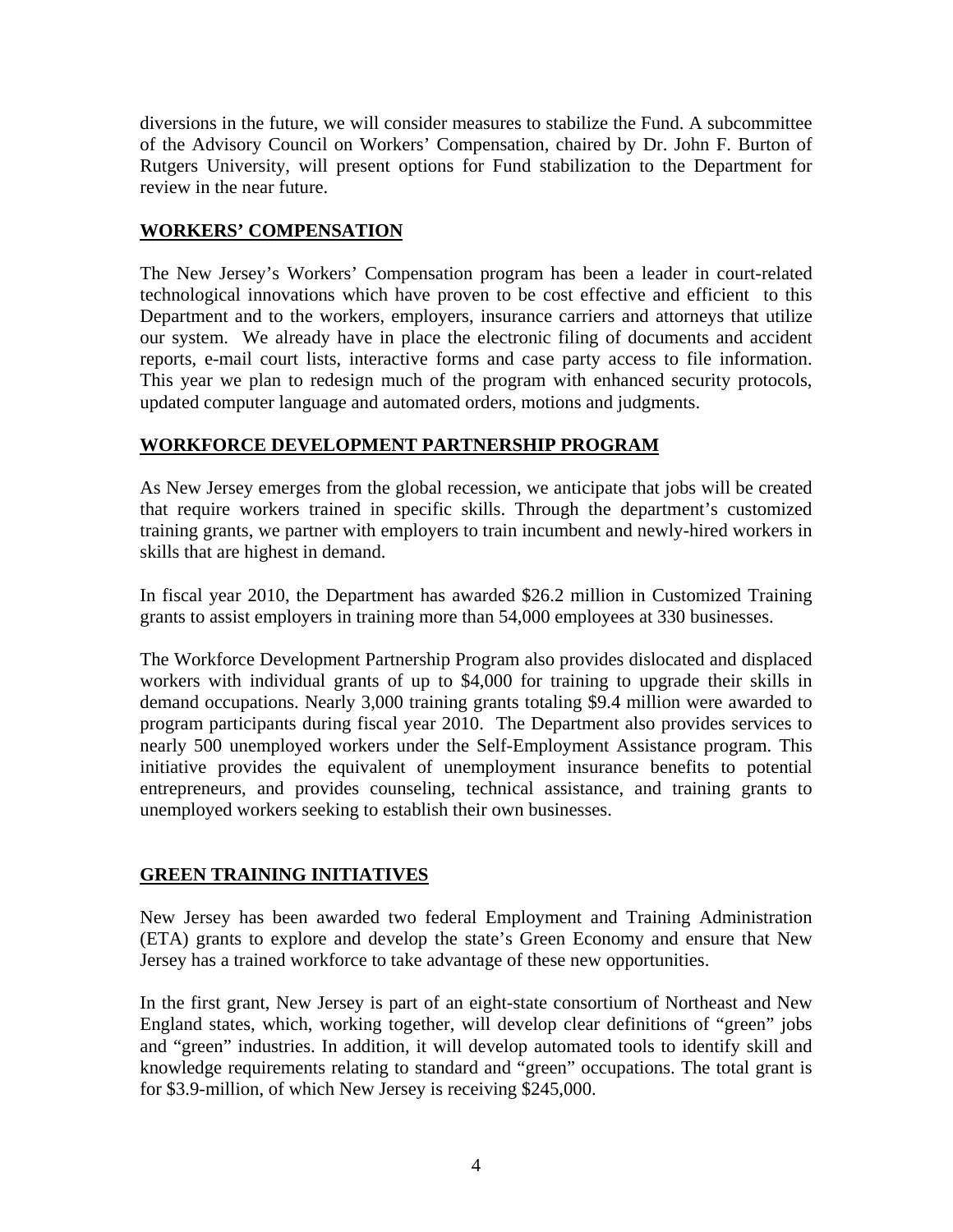diversions in the future, we will consider measures to stabilize the Fund. A subcommittee of the Advisory Council on Workers' Compensation, chaired by Dr. John F. Burton of Rutgers University, will present options for Fund stabilization to the Department for review in the near future.

## WORKERS' COMPENSATION

The New Jersey's Workers' Compensation program has been a leader in court-related technological innovations which have proven to be cost effective and efficient to this Department and to the workers, employers, insurance carriers and attorneys that utilize our system. We already have in place the electronic filing of documents and accident reports, e-mail court lists, interactive forms and case party access to file information. This year we plan to redesign much of the program with enhanced security protocols, updated computer language and automated orders, motions and judgments.

## WORKFORCE DEVELOPMENT PARTNERSHIP PROGRAM

As New Jersey emerges from the global recession, we anticipate that jobs will be created that require workers trained in specific skills. Through the department's customized training grants, we partner with employers to train incumbent and newly-hired workers in skills that are highest in demand.

In fiscal year 2010, the Department has awarded $26.2 million in Customized Training grants to assist employers in training more than 54,000 employees at 330 businesses.

The Workforce Development Partnership Program also provides dislocated and displaced workers with individual grants of up to $4,000 for training to upgrade their skills in demand occupations. Nearly 3,000 training grants totaling $9.4 million were awarded to program participants during fiscal year 2010. The Department also provides services to nearly 500 unemployed workers under the Self-Employment Assistance program. This initiative provides the equivalent of unemployment insurance benefits to potential entrepreneurs, and provides counseling, technical assistance, and training grants to unemployed workers seeking to establish their own businesses.

## GREEN TRAINING INITIATIVES

New Jersey has been awarded two federal Employment and Training Administration (ETA) grants to explore and develop the state's Green Economy and ensure that New Jersey has a trained workforce to take advantage of these new opportunities.

In the first grant, New Jersey is part of an eight-state consortium of Northeast and New England states, which, working together, will develop clear definitions of "green" jobs and "green" industries. In addition, it will develop automated tools to identify skill and knowledge requirements relating to standard and "green" occupations. The total grant is for $3.9-million, of which New Jersey is receiving $245,000.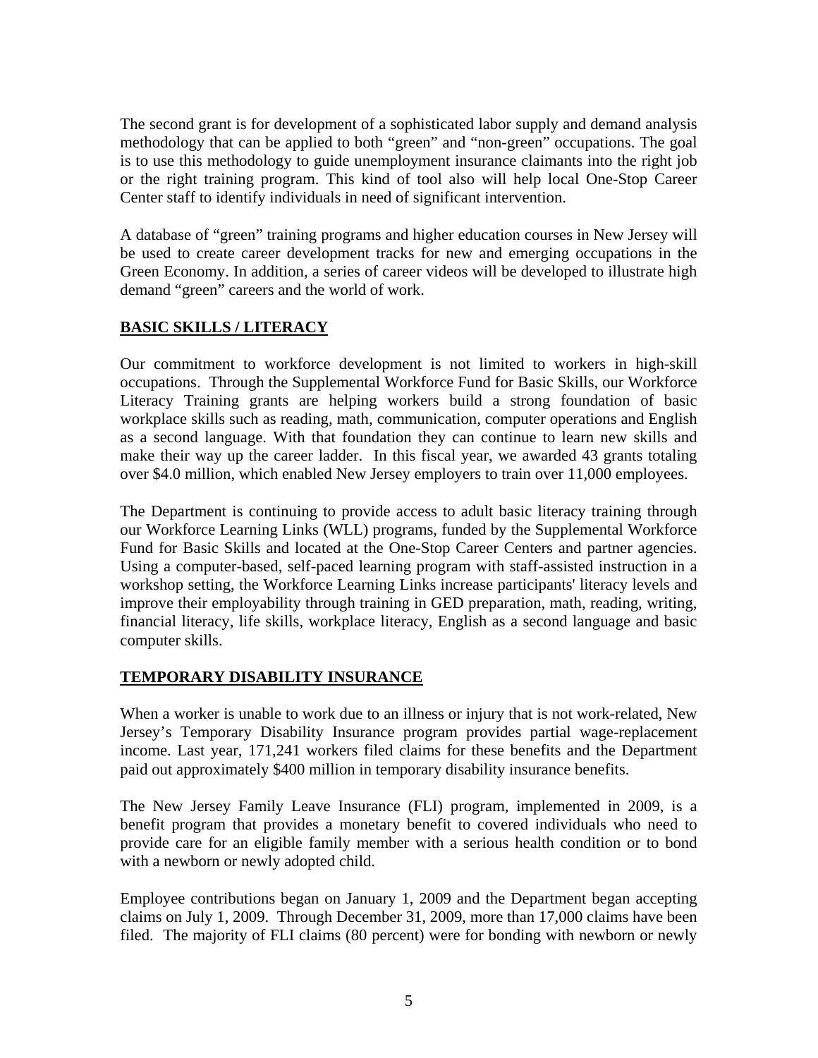The second grant is for development of a sophisticated labor supply and demand analysis methodology that can be applied to both "green" and "non-green" occupations. The goal is to use this methodology to guide unemployment insurance claimants into the right job or the right training program. This kind of tool also will help local One-Stop Career Center staff to identify individuals in need of significant intervention.

A database of "green" training programs and higher education courses in New Jersey will be used to create career development tracks for new and emerging occupations in the Green Economy. In addition, a series of career videos will be developed to illustrate high demand "green" careers and the world of work.

## BASIC SKILLS / LITERACY

Our commitment to workforce development is not limited to workers in high-skill occupations. Through the Supplemental Workforce Fund for Basic Skills, our Workforce Literacy Training grants are helping workers build a strong foundation of basic workplace skills such as reading, math, communication, computer operations and English as a second language. With that foundation they can continue to learn new skills and make their way up the career ladder. In this fiscal year, we awarded 43 grants totaling over $4.0 million, which enabled New Jersey employers to train over 11,000 employees.

The Department is continuing to provide access to adult basic literacy training through our Workforce Learning Links (WLL) programs, funded by the Supplemental Workforce Fund for Basic Skills and located at the One-Stop Career Centers and partner agencies. Using a computer-based, self-paced learning program with staff-assisted instruction in a workshop setting, the Workforce Learning Links increase participants' literacy levels and improve their employability through training in GED preparation, math, reading, writing, financial literacy, life skills, workplace literacy, English as a second language and basic computer skills.

## TEMPORARY DISABILITY INSURANCE

When a worker is unable to work due to an illness or injury that is not work-related, New Jersey's Temporary Disability Insurance program provides partial wage-replacement income. Last year, 171,241 workers filed claims for these benefits and the Department paid out approximately $400 million in temporary disability insurance benefits.

The New Jersey Family Leave Insurance (FLI) program, implemented in 2009, is a benefit program that provides a monetary benefit to covered individuals who need to provide care for an eligible family member with a serious health condition or to bond with a newborn or newly adopted child.

Employee contributions began on January 1, 2009 and the Department began accepting claims on July 1, 2009. Through December 31, 2009, more than 17,000 claims have been filed. The majority of FLI claims (80 percent) were for bonding with newborn or newly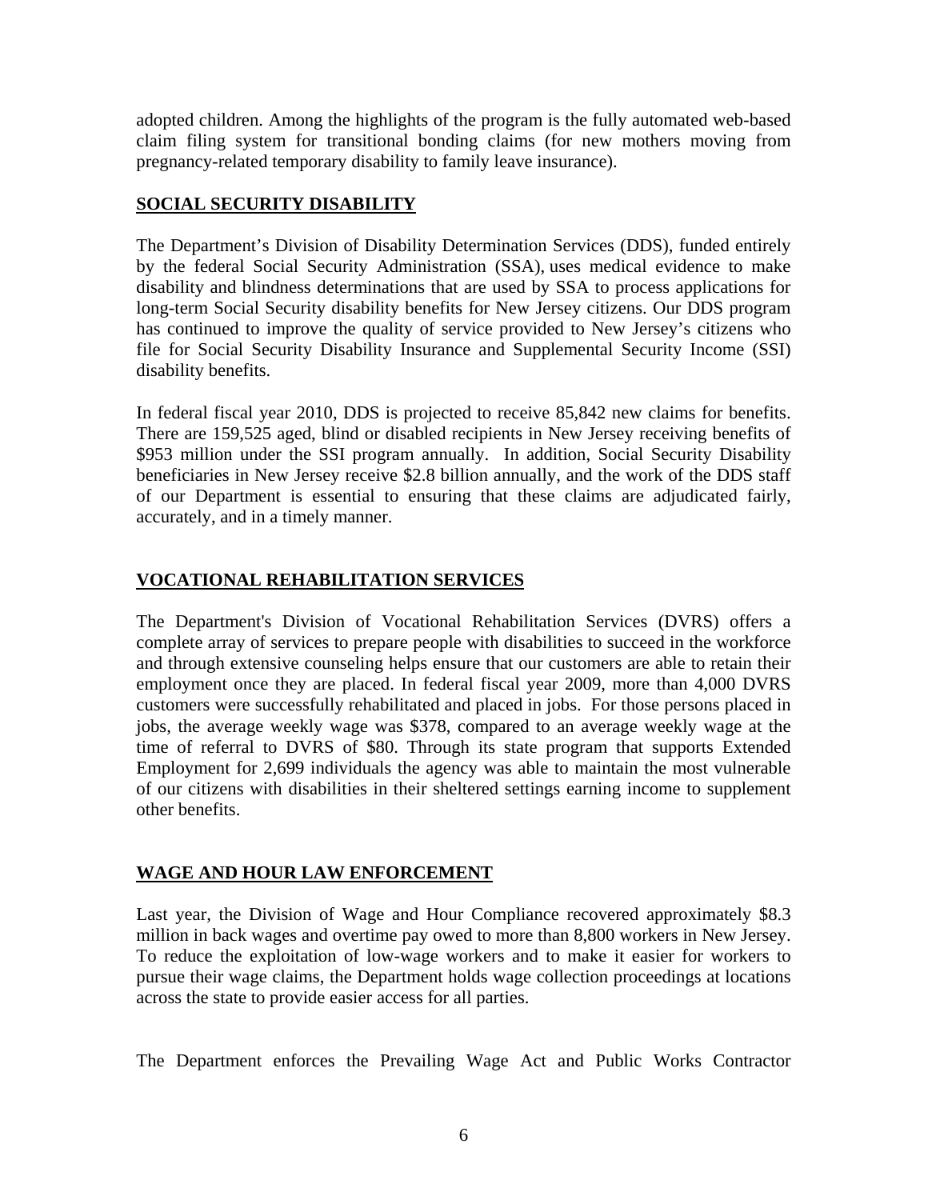adopted children. Among the highlights of the program is the fully automated web-based claim filing system for transitional bonding claims (for new mothers moving from pregnancy-related temporary disability to family leave insurance).

## SOCIAL SECURITY DISABILITY

The Department's Division of Disability Determination Services (DDS), funded entirely by the federal Social Security Administration (SSA), uses medical evidence to make disability and blindness determinations that are used by SSA to process applications for long-term Social Security disability benefits for New Jersey citizens. Our DDS program has continued to improve the quality of service provided to New Jersey's citizens who file for Social Security Disability Insurance and Supplemental Security Income (SSI) disability benefits.

In federal fiscal year 2010, DDS is projected to receive 85,842 new claims for benefits. There are 159,525 aged, blind or disabled recipients in New Jersey receiving benefits of $953 million under the SSI program annually. In addition, Social Security Disability beneficiaries in New Jersey receive $2.8 billion annually, and the work of the DDS staff of our Department is essential to ensuring that these claims are adjudicated fairly, accurately, and in a timely manner.

## VOCATIONAL REHABILITATION SERVICES

The Department's Division of Vocational Rehabilitation Services (DVRS) offers a complete array of services to prepare people with disabilities to succeed in the workforce and through extensive counseling helps ensure that our customers are able to retain their employment once they are placed. In federal fiscal year 2009, more than 4,000 DVRS customers were successfully rehabilitated and placed in jobs. For those persons placed in jobs, the average weekly wage was $378, compared to an average weekly wage at the time of referral to DVRS of $80. Through its state program that supports Extended Employment for 2,699 individuals the agency was able to maintain the most vulnerable of our citizens with disabilities in their sheltered settings earning income to supplement other benefits.

## WAGE AND HOUR LAW ENFORCEMENT

Last year, the Division of Wage and Hour Compliance recovered approximately $8.3 million in back wages and overtime pay owed to more than 8,800 workers in New Jersey. To reduce the exploitation of low-wage workers and to make it easier for workers to pursue their wage claims, the Department holds wage collection proceedings at locations across the state to provide easier access for all parties.

The Department enforces the Prevailing Wage Act and Public Works Contractor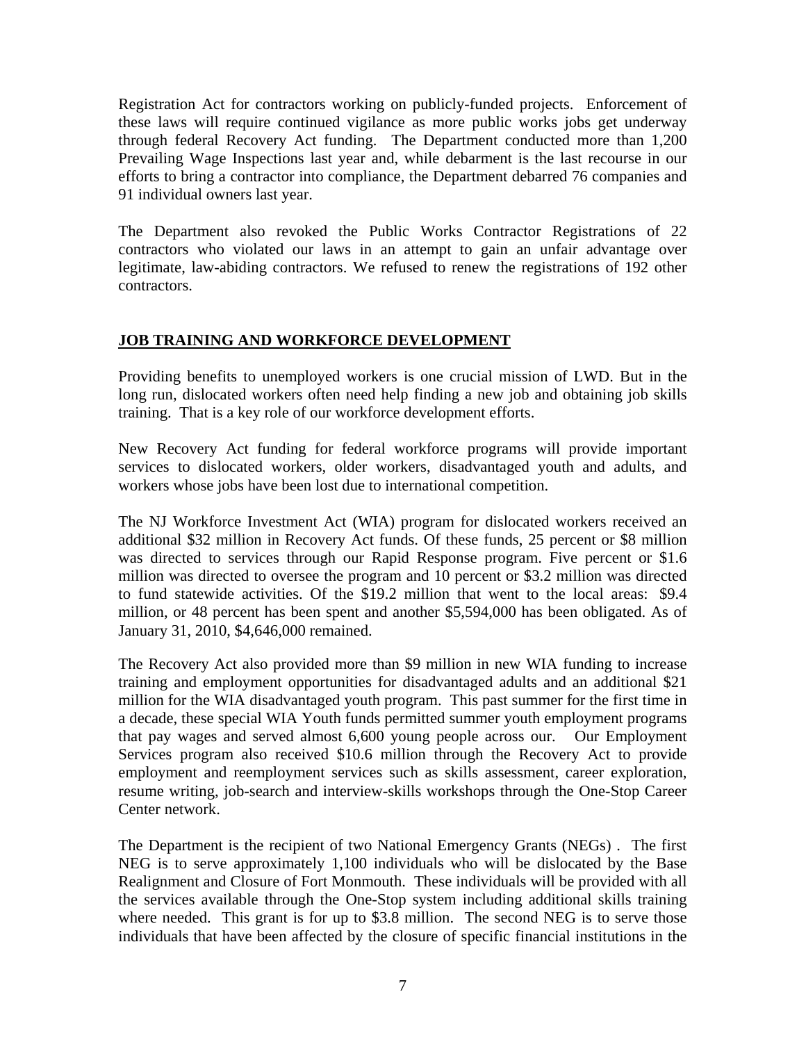Registration Act for contractors working on publicly-funded projects. Enforcement of these laws will require continued vigilance as more public works jobs get underway through federal Recovery Act funding. The Department conducted more than 1,200 Prevailing Wage Inspections last year and, while debarment is the last recourse in our efforts to bring a contractor into compliance, the Department debarred 76 companies and 91 individual owners last year.

The Department also revoked the Public Works Contractor Registrations of 22 contractors who violated our laws in an attempt to gain an unfair advantage over legitimate, law-abiding contractors. We refused to renew the registrations of 192 other contractors.

## JOB TRAINING AND WORKFORCE DEVELOPMENT

Providing benefits to unemployed workers is one crucial mission of LWD. But in the long run, dislocated workers often need help finding a new job and obtaining job skills training. That is a key role of our workforce development efforts.

New Recovery Act funding for federal workforce programs will provide important services to dislocated workers, older workers, disadvantaged youth and adults, and workers whose jobs have been lost due to international competition.

The NJ Workforce Investment Act (WIA) program for dislocated workers received an additional $32 million in Recovery Act funds. Of these funds, 25 percent or $8 million was directed to services through our Rapid Response program. Five percent or $1.6 million was directed to oversee the program and 10 percent or $3.2 million was directed to fund statewide activities. Of the $19.2 million that went to the local areas: $9.4 million, or 48 percent has been spent and another $5,594,000 has been obligated. As of January 31, 2010, $4,646,000 remained.

The Recovery Act also provided more than $9 million in new WIA funding to increase training and employment opportunities for disadvantaged adults and an additional $21 million for the WIA disadvantaged youth program. This past summer for the first time in a decade, these special WIA Youth funds permitted summer youth employment programs that pay wages and served almost 6,600 young people across our. Our Employment Services program also received $10.6 million through the Recovery Act to provide employment and reemployment services such as skills assessment, career exploration, resume writing, job-search and interview-skills workshops through the One-Stop Career Center network.

The Department is the recipient of two National Emergency Grants (NEGs) . The first NEG is to serve approximately 1,100 individuals who will be dislocated by the Base Realignment and Closure of Fort Monmouth. These individuals will be provided with all the services available through the One-Stop system including additional skills training where needed. This grant is for up to $3.8 million. The second NEG is to serve those individuals that have been affected by the closure of specific financial institutions in the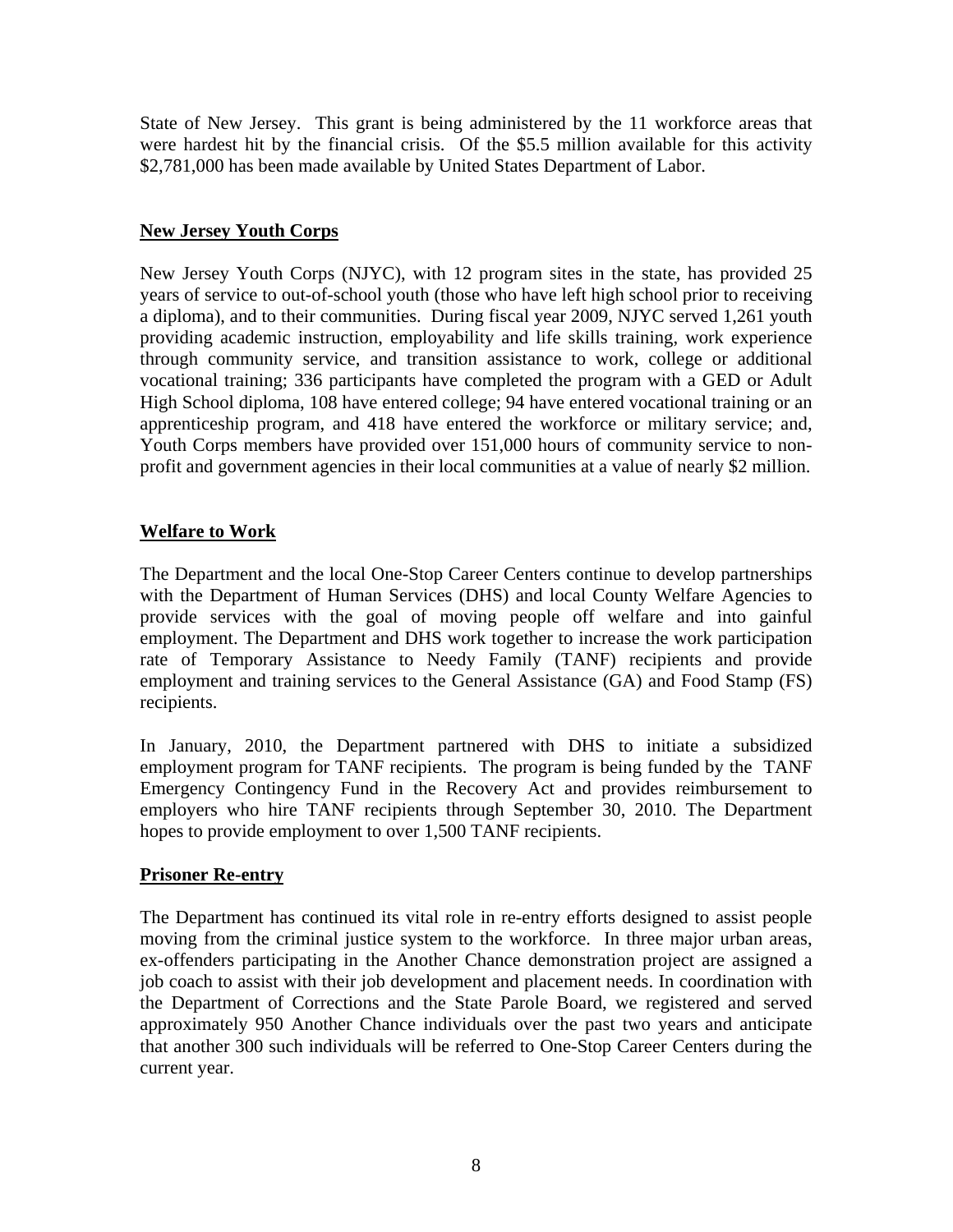State of New Jersey. This grant is being administered by the 11 workforce areas that were hardest hit by the financial crisis. Of the $5.5 million available for this activity $2,781,000 has been made available by United States Department of Labor.

## New Jersey Youth Corps

New Jersey Youth Corps (NJYC), with 12 program sites in the state, has provided 25 years of service to out-of-school youth (those who have left high school prior to receiving a diploma), and to their communities. During fiscal year 2009, NJYC served 1,261 youth providing academic instruction, employability and life skills training, work experience through community service, and transition assistance to work, college or additional vocational training; 336 participants have completed the program with a GED or Adult High School diploma, 108 have entered college; 94 have entered vocational training or an apprenticeship program, and 418 have entered the workforce or military service; and, Youth Corps members have provided over 151,000 hours of community service to non-profit and government agencies in their local communities at a value of nearly $2 million.

## Welfare to Work

The Department and the local One-Stop Career Centers continue to develop partnerships with the Department of Human Services (DHS) and local County Welfare Agencies to provide services with the goal of moving people off welfare and into gainful employment. The Department and DHS work together to increase the work participation rate of Temporary Assistance to Needy Family (TANF) recipients and provide employment and training services to the General Assistance (GA) and Food Stamp (FS) recipients.

In January, 2010, the Department partnered with DHS to initiate a subsidized employment program for TANF recipients. The program is being funded by the TANF Emergency Contingency Fund in the Recovery Act and provides reimbursement to employers who hire TANF recipients through September 30, 2010. The Department hopes to provide employment to over 1,500 TANF recipients.

## Prisoner Re-entry

The Department has continued its vital role in re-entry efforts designed to assist people moving from the criminal justice system to the workforce. In three major urban areas, ex-offenders participating in the Another Chance demonstration project are assigned a job coach to assist with their job development and placement needs. In coordination with the Department of Corrections and the State Parole Board, we registered and served approximately 950 Another Chance individuals over the past two years and anticipate that another 300 such individuals will be referred to One-Stop Career Centers during the current year.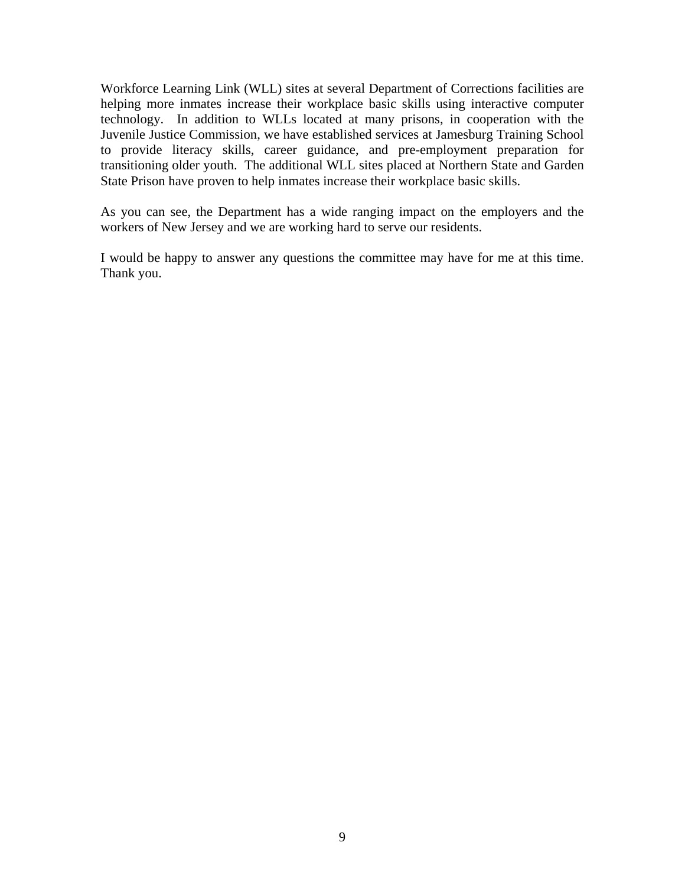Workforce Learning Link (WLL) sites at several Department of Corrections facilities are helping more inmates increase their workplace basic skills using interactive computer technology. In addition to WLLs located at many prisons, in cooperation with the Juvenile Justice Commission, we have established services at Jamesburg Training School to provide literacy skills, career guidance, and pre-employment preparation for transitioning older youth. The additional WLL sites placed at Northern State and Garden State Prison have proven to help inmates increase their workplace basic skills.

As you can see, the Department has a wide ranging impact on the employers and the workers of New Jersey and we are working hard to serve our residents.

I would be happy to answer any questions the committee may have for me at this time. Thank you.